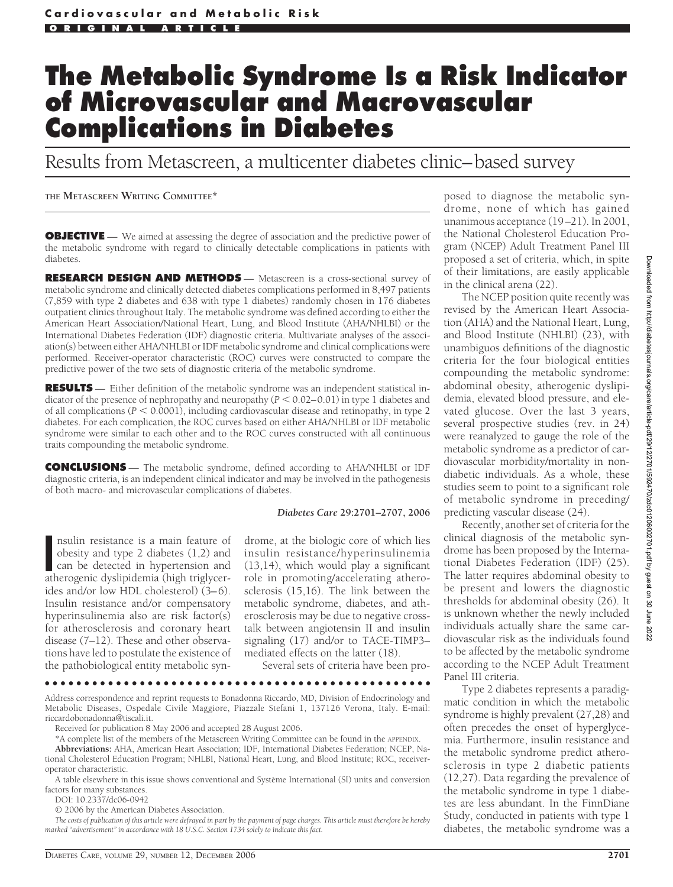Cardiovascular and Metabolic Risk

ORIGINAL ARTICLE

# The Metabolic Syndrome Is a Risk Indicator of Microvascular and Macrovascular Complications in Diabetes

## Results from Metascreen, a multicenter diabetes clinic–based survey

THE METASCREEN WRITING COMMITTEE*

**OBJECTIVE** — We aimed at assessing the degree of association and the predictive power of the metabolic syndrome with regard to clinically detectable complications in patients with diabetes.

**RESEARCH DESIGN AND METHODS** — Metascreen is a cross-sectional survey of metabolic syndrome and clinically detected diabetes complications performed in 8,497 patients (7,859 with type 2 diabetes and 638 with type 1 diabetes) randomly chosen in 176 diabetes outpatient clinics throughout Italy. The metabolic syndrome was defined according to either the American Heart Association/National Heart, Lung, and Blood Institute (AHA/NHLBI) or the International Diabetes Federation (IDF) diagnostic criteria. Multivariate analyses of the association(s) between either AHA/NHLBI or IDF metabolic syndrome and clinical complications were performed. Receiver-operator characteristic (ROC) curves were constructed to compare the predictive power of the two sets of diagnostic criteria of the metabolic syndrome.

**RESULTS** — Either definition of the metabolic syndrome was an independent statistical indicator of the presence of nephropathy and neuropathy ($P < 0.02–0.01$) in type 1 diabetes and of all complications ($P < 0.0001$), including cardiovascular disease and retinopathy, in type 2 diabetes. For each complication, the ROC curves based on either AHA/NHLBI or IDF metabolic syndrome were similar to each other and to the ROC curves constructed with all continuous traits compounding the metabolic syndrome.

**CONCLUSIONS** — The metabolic syndrome, defined according to AHA/NHLBI or IDF diagnostic criteria, is an independent clinical indicator and may be involved in the pathogenesis of both macro- and microvascular complications of diabetes.

*Diabetes Care* **29**:2701–2707, 2006

Insulin resistance is a main feature of obesity and type 2 diabetes (1,2) and can be detected in hypertension and atherogenic dyslipidemia (high triglycerides and/or low HDL cholesterol) (3–6). Insulin resistance and/or compensatory hyperinsulinemia also are risk factor(s) for atherosclerosis and coronary heart disease (7–12). These and other observations have led to postulate the existence of the pathobiological entity metabolic syndrome, at the biologic core of which lies insulin resistance/hyperinsulinemia (13,14), which would play a significant role in promoting/accelerating atherosclerosis (15,16). The link between the metabolic syndrome, diabetes, and atherosclerosis may be due to negative cross-talk between angiotensin II and insulin signaling (17) and/or to TACE-TIMP3–mediated effects on the latter (18).

Several sets of criteria have been proposed to diagnose the metabolic syndrome, none of which has gained unanimous acceptance (19–21). In 2001, the National Cholesterol Education Program (NCEP) Adult Treatment Panel III proposed a set of criteria, which, in spite of their limitations, are easily applicable in the clinical arena (22).

The NCEP position quite recently was revised by the American Heart Association (AHA) and the National Heart, Lung, and Blood Institute (NHLBI) (23), with unambiguos definitions of the diagnostic criteria for the four biological entities compounding the metabolic syndrome: abdominal obesity, atherogenic dyslipidemia, elevated blood pressure, and elevated glucose. Over the last 3 years, several prospective studies (rev. in 24) were reanalyzed to gauge the role of the metabolic syndrome as a predictor of cardiovascular morbidity/mortality in nondiabetic individuals. As a whole, these studies seem to point to a significant role of metabolic syndrome in preceding/predicting vascular disease (24).

Recently, another set of criteria for the clinical diagnosis of the metabolic syndrome has been proposed by the International Diabetes Federation (IDF) (25). The latter requires abdominal obesity to be present and lowers the diagnostic thresholds for abdominal obesity (26). It is unknown whether the newly included individuals actually share the same cardiovascular risk as the individuals found to be affected by the metabolic syndrome according to the NCEP Adult Treatment Panel III criteria.

Type 2 diabetes represents a paradigmatic condition in which the metabolic syndrome is highly prevalent (27,28) and often precedes the onset of hyperglycemia. Furthermore, insulin resistance and the metabolic syndrome predict atherosclerosis in type 2 diabetic patients (12,27). Data regarding the prevalence of the metabolic syndrome in type 1 diabetes are less abundant. In the FinnDiane Study, conducted in patients with type 1 diabetes, the metabolic syndrome was a

---

Address correspondence and reprint requests to Bonadonna Riccardo, MD, Division of Endocrinology and Metabolic Diseases, Ospedale Civile Maggiore, Piazzale Stefani 1, 137126 Verona, Italy. E-mail: riccardobonadonna@tiscali.it.

Received for publication 8 May 2006 and accepted 28 August 2006.

*A complete list of the members of the Metascreen Writing Committee can be found in the APPENDIX.

**Abbreviations:** AHA, American Heart Association; IDF, International Diabetes Federation; NCEP, National Cholesterol Education Program; NHLBI, National Heart, Lung, and Blood Institute; ROC, receiver-operator characteristic.

A table elsewhere in this issue shows conventional and Système International (SI) units and conversion factors for many substances.

DOI: 10.2337/dc06-0942

© 2006 by the American Diabetes Association.

*The costs of publication of this article were defrayed in part by the payment of page charges. This article must therefore be hereby marked "advertisement" in accordance with 18 U.S.C. Section 1734 solely to indicate this fact.*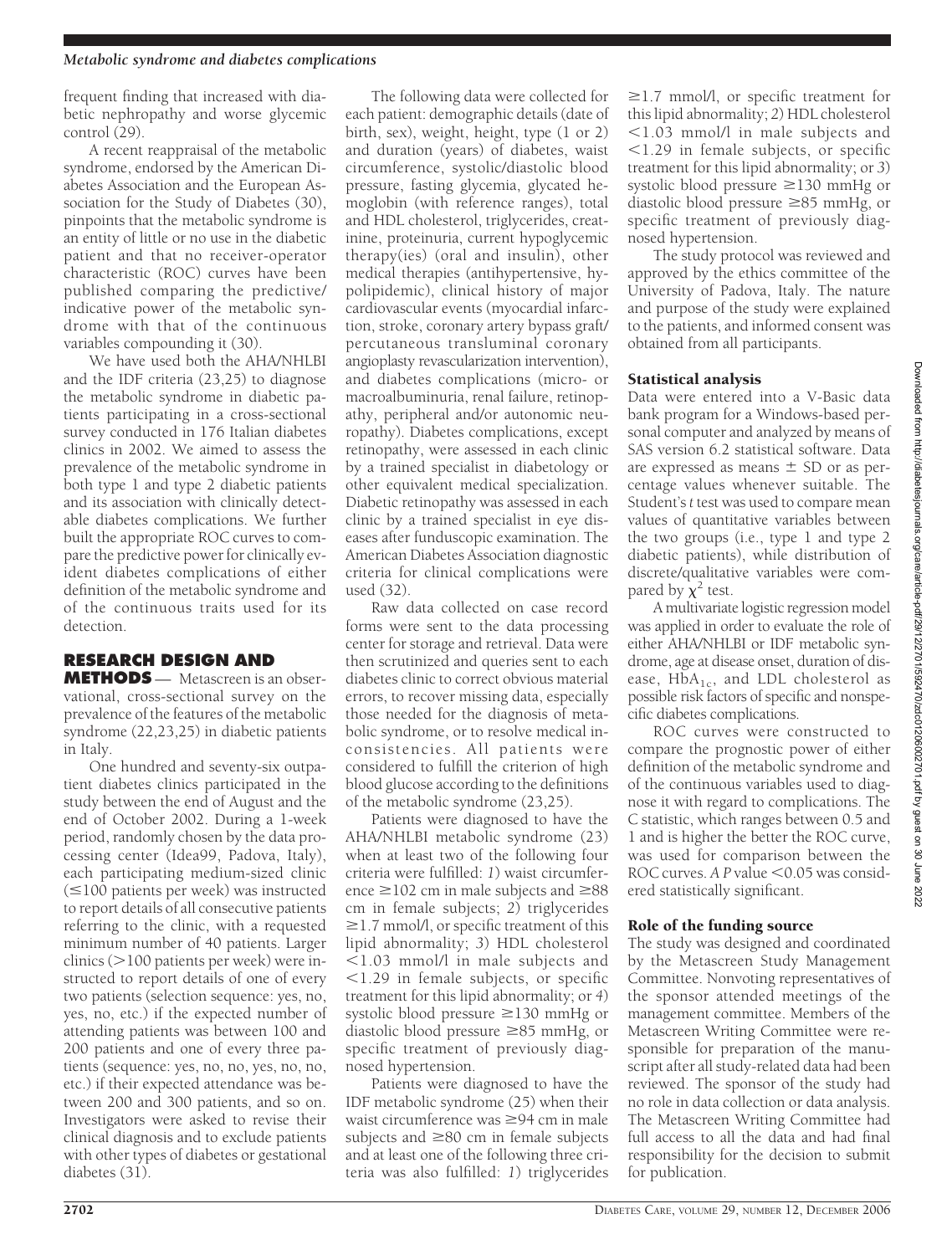frequent finding that increased with diabetic nephropathy and worse glycemic control (29).

A recent reappraisal of the metabolic syndrome, endorsed by the American Diabetes Association and the European Association for the Study of Diabetes (30), pinpoints that the metabolic syndrome is an entity of little or no use in the diabetic patient and that no receiver-operator characteristic (ROC) curves have been published comparing the predictive/indicative power of the metabolic syndrome with that of the continuous variables compounding it (30).

We have used both the AHA/NHLBI and the IDF criteria (23,25) to diagnose the metabolic syndrome in diabetic patients participating in a cross-sectional survey conducted in 176 Italian diabetes clinics in 2002. We aimed to assess the prevalence of the metabolic syndrome in both type 1 and type 2 diabetic patients and its association with clinically detectable diabetes complications. We further built the appropriate ROC curves to compare the predictive power for clinically evident diabetes complications of either definition of the metabolic syndrome and of the continuous traits used for its detection.

## RESEARCH DESIGN AND METHODS

— Metascreen is an observational, cross-sectional survey on the prevalence of the features of the metabolic syndrome (22,23,25) in diabetic patients in Italy.

One hundred and seventy-six outpatient diabetes clinics participated in the study between the end of August and the end of October 2002. During a 1-week period, randomly chosen by the data processing center (Idea99, Padova, Italy), each participating medium-sized clinic (≤100 patients per week) was instructed to report details of all consecutive patients referring to the clinic, with a requested minimum number of 40 patients. Larger clinics (>100 patients per week) were instructed to report details of one of every two patients (selection sequence: yes, no, yes, no, etc.) if the expected number of attending patients was between 100 and 200 patients and one of every three patients (sequence: yes, no, no, yes, no, no, etc.) if their expected attendance was between 200 and 300 patients, and so on. Investigators were asked to revise their clinical diagnosis and to exclude patients with other types of diabetes or gestational diabetes (31).

The following data were collected for each patient: demographic details (date of birth, sex), weight, height, type (1 or 2) and duration (years) of diabetes, waist circumference, systolic/diastolic blood pressure, fasting glycemia, glycated hemoglobin (with reference ranges), total and HDL cholesterol, triglycerides, creatinine, proteinuria, current hypoglycemic therapy(ies) (oral and insulin), other medical therapies (antihypertensive, hypolipidemic), clinical history of major cardiovascular events (myocardial infarction, stroke, coronary artery bypass graft/percutaneous transluminal coronary angioplasty revascularization intervention), and diabetes complications (micro- or macroalbuminuria, renal failure, retinopathy, peripheral and/or autonomic neuropathy). Diabetes complications, except retinopathy, were assessed in each clinic by a trained specialist in diabetology or other equivalent medical specialization. Diabetic retinopathy was assessed in each clinic by a trained specialist in eye diseases after funduscopic examination. The American Diabetes Association diagnostic criteria for clinical complications were used (32).

Raw data collected on case record forms were sent to the data processing center for storage and retrieval. Data were then scrutinized and queries sent to each diabetes clinic to correct obvious material errors, to recover missing data, especially those needed for the diagnosis of metabolic syndrome, or to resolve medical inconsistencies. All patients were considered to fulfill the criterion of high blood glucose according to the definitions of the metabolic syndrome (23,25).

Patients were diagnosed to have the AHA/NHLBI metabolic syndrome (23) when at least two of the following four criteria were fulfilled: *1*) waist circumference ≥102 cm in male subjects and ≥88 cm in female subjects; *2*) triglycerides ≥1.7 mmol/l, or specific treatment of this lipid abnormality; *3*) HDL cholesterol <1.03 mmol/l in male subjects and <1.29 in female subjects, or specific treatment for this lipid abnormality; or *4*) systolic blood pressure ≥130 mmHg or diastolic blood pressure ≥85 mmHg, or specific treatment of previously diagnosed hypertension.

Patients were diagnosed to have the IDF metabolic syndrome (25) when their waist circumference was ≥94 cm in male subjects and ≥80 cm in female subjects and at least one of the following three criteria was also fulfilled: *1*) triglycerides ≥1.7 mmol/l, or specific treatment for this lipid abnormality; *2*) HDL cholesterol <1.03 mmol/l in male subjects and <1.29 in female subjects, or specific treatment for this lipid abnormality; or *3*) systolic blood pressure ≥130 mmHg or diastolic blood pressure ≥85 mmHg, or specific treatment of previously diagnosed hypertension.

The study protocol was reviewed and approved by the ethics committee of the University of Padova, Italy. The nature and purpose of the study were explained to the patients, and informed consent was obtained from all participants.

### Statistical analysis

Data were entered into a V-Basic data bank program for a Windows-based personal computer and analyzed by means of SAS version 6.2 statistical software. Data are expressed as means ± SD or as percentage values whenever suitable. The Student's *t* test was used to compare mean values of quantitative variables between the two groups (i.e., type 1 and type 2 diabetic patients), while distribution of discrete/qualitative variables were compared by $\chi^2$ test.

A multivariate logistic regression model was applied in order to evaluate the role of either AHA/NHLBI or IDF metabolic syndrome, age at disease onset, duration of disease, $HbA_{1c}$, and LDL cholesterol as possible risk factors of specific and nonspecific diabetes complications.

ROC curves were constructed to compare the prognostic power of either definition of the metabolic syndrome and of the continuous variables used to diagnose it with regard to complications. The C statistic, which ranges between 0.5 and 1 and is higher the better the ROC curve, was used for comparison between the ROC curves. A $P$ value <0.05 was considered statistically significant.

### Role of the funding source

The study was designed and coordinated by the Metascreen Study Management Committee. Nonvoting representatives of the sponsor attended meetings of the management committee. Members of the Metascreen Writing Committee were responsible for preparation of the manuscript after all study-related data had been reviewed. The sponsor of the study had no role in data collection or data analysis. The Metascreen Writing Committee had full access to all the data and had final responsibility for the decision to submit for publication.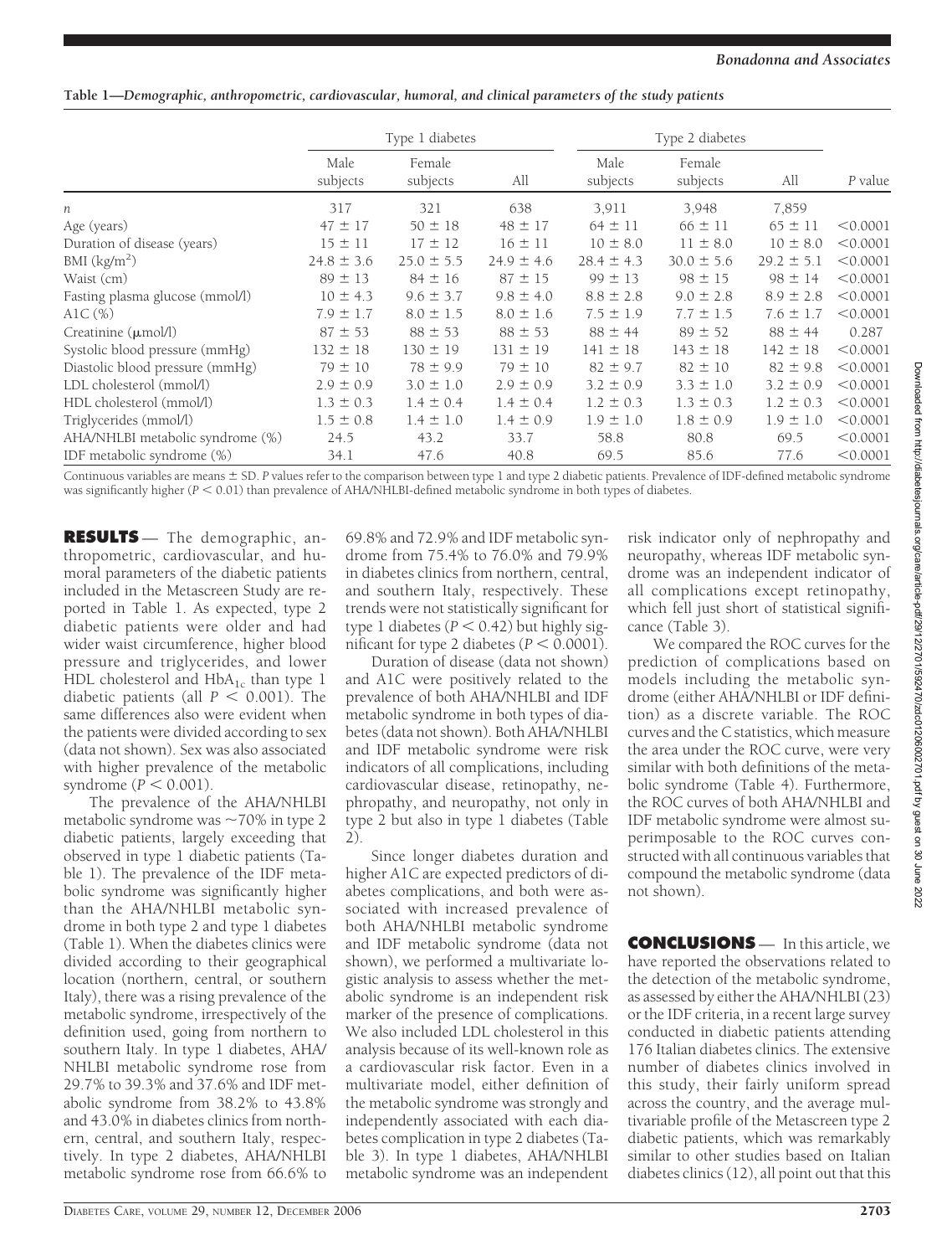**Table 1—Demographic, anthropometric, cardiovascular, humoral, and clinical parameters of the study patients**

| | Type 1 diabetes | | | Type 2 diabetes | | | |
|---|---|---|---|---|---|---|---|
| | Male subjects | Female subjects | All | Male subjects | Female subjects | All | P value |
| n | 317 | 321 | 638 | 3,911 | 3,948 | 7,859 | |
| Age (years) | 47 ± 17 | 50 ± 18 | 48 ± 17 | 64 ± 11 | 66 ± 11 | 65 ± 11 | <0.0001 |
| Duration of disease (years) | 15 ± 11 | 17 ± 12 | 16 ± 11 | 10 ± 8.0 | 11 ± 8.0 | 10 ± 8.0 | <0.0001 |
| BMI (kg/m$^2$) | 24.8 ± 3.6 | 25.0 ± 5.5 | 24.9 ± 4.6 | 28.4 ± 4.3 | 30.0 ± 5.6 | 29.2 ± 5.1 | <0.0001 |
| Waist (cm) | 89 ± 13 | 84 ± 16 | 87 ± 15 | 99 ± 13 | 98 ± 15 | 98 ± 14 | <0.0001 |
| Fasting plasma glucose (mmol/l) | 10 ± 4.3 | 9.6 ± 3.7 | 9.8 ± 4.0 | 8.8 ± 2.8 | 9.0 ± 2.8 | 8.9 ± 2.8 | <0.0001 |
| A1C (%) | 7.9 ± 1.7 | 8.0 ± 1.5 | 8.0 ± 1.6 | 7.5 ± 1.9 | 7.7 ± 1.5 | 7.6 ± 1.7 | <0.0001 |
| Creatinine (μmol/l) | 87 ± 53 | 88 ± 53 | 88 ± 53 | 88 ± 44 | 89 ± 52 | 88 ± 44 | 0.287 |
| Systolic blood pressure (mmHg) | 132 ± 18 | 130 ± 19 | 131 ± 19 | 141 ± 18 | 143 ± 18 | 142 ± 18 | <0.0001 |
| Diastolic blood pressure (mmHg) | 79 ± 10 | 78 ± 9.9 | 79 ± 10 | 82 ± 9.7 | 82 ± 10 | 82 ± 9.8 | <0.0001 |
| LDL cholesterol (mmol/l) | 2.9 ± 0.9 | 3.0 ± 1.0 | 2.9 ± 0.9 | 3.2 ± 0.9 | 3.3 ± 1.0 | 3.2 ± 0.9 | <0.0001 |
| HDL cholesterol (mmol/l) | 1.3 ± 0.3 | 1.4 ± 0.4 | 1.4 ± 0.4 | 1.2 ± 0.3 | 1.3 ± 0.3 | 1.2 ± 0.3 | <0.0001 |
| Triglycerides (mmol/l) | 1.5 ± 0.8 | 1.4 ± 1.0 | 1.4 ± 0.9 | 1.9 ± 1.0 | 1.8 ± 0.9 | 1.9 ± 1.0 | <0.0001 |
| AHA/NHLBI metabolic syndrome (%) | 24.5 | 43.2 | 33.7 | 58.8 | 80.8 | 69.5 | <0.0001 |
| IDF metabolic syndrome (%) | 34.1 | 47.6 | 40.8 | 69.5 | 85.6 | 77.6 | <0.0001 |

Continuous variables are means ± SD. P values refer to the comparison between type 1 and type 2 diabetic patients. Prevalence of IDF-defined metabolic syndrome was significantly higher ($P < 0.01$) than prevalence of AHA/NHLBI-defined metabolic syndrome in both types of diabetes.

## RESULTS

The demographic, anthropometric, cardiovascular, and humoral parameters of the diabetic patients included in the Metascreen Study are reported in Table 1. As expected, type 2 diabetic patients were older and had wider waist circumference, higher blood pressure and triglycerides, and lower HDL cholesterol and $HbA_{1c}$ than type 1 diabetic patients (all $P < 0.001$). The same differences also were evident when the patients were divided according to sex (data not shown). Sex was also associated with higher prevalence of the metabolic syndrome ($P < 0.001$).

The prevalence of the AHA/NHLBI metabolic syndrome was ~70% in type 2 diabetic patients, largely exceeding that observed in type 1 diabetic patients (Table 1). The prevalence of the IDF metabolic syndrome was significantly higher than the AHA/NHLBI metabolic syndrome in both type 2 and type 1 diabetes (Table 1). When the diabetes clinics were divided according to their geographical location (northern, central, or southern Italy), there was a rising prevalence of the metabolic syndrome, irrespectively of the definition used, going from northern to southern Italy. In type 1 diabetes, AHA/NHLBI metabolic syndrome rose from 29.7% to 39.3% and 37.6% and IDF metabolic syndrome from 38.2% to 43.8% and 43.0% in diabetes clinics from northern, central, and southern Italy, respectively. In type 2 diabetes, AHA/NHLBI metabolic syndrome rose from 66.6% to 69.8% and 72.9% and IDF metabolic syndrome from 75.4% to 76.0% and 79.9% in diabetes clinics from northern, central, and southern Italy, respectively. These trends were not statistically significant for type 1 diabetes ($P < 0.42$) but highly significant for type 2 diabetes ($P < 0.0001$).

Duration of disease (data not shown) and A1C were positively related to the prevalence of both AHA/NHLBI and IDF metabolic syndrome in both types of diabetes (data not shown). Both AHA/NHLBI and IDF metabolic syndrome were risk indicators of all complications, including cardiovascular disease, retinopathy, nephropathy, and neuropathy, not only in type 2 but also in type 1 diabetes (Table 2).

Since longer diabetes duration and higher A1C are expected predictors of diabetes complications, and both were associated with increased prevalence of both AHA/NHLBI metabolic syndrome and IDF metabolic syndrome (data not shown), we performed a multivariate logistic analysis to assess whether the metabolic syndrome is an independent risk marker of the presence of complications. We also included LDL cholesterol in this analysis because of its well-known role as a cardiovascular risk factor. Even in a multivariate model, either definition of the metabolic syndrome was strongly and independently associated with each diabetes complication in type 2 diabetes (Table 3). In type 1 diabetes, AHA/NHLBI metabolic syndrome was an independent risk indicator only of nephropathy and neuropathy, whereas IDF metabolic syndrome was an independent indicator of all complications except retinopathy, which fell just short of statistical significance (Table 3).

We compared the ROC curves for the prediction of complications based on models including the metabolic syndrome (either AHA/NHLBI or IDF definition) as a discrete variable. The ROC curves and the C statistics, which measure the area under the ROC curve, were very similar with both definitions of the metabolic syndrome (Table 4). Furthermore, the ROC curves of both AHA/NHLBI and IDF metabolic syndrome were almost superimposable to the ROC curves constructed with all continuous variables that compound the metabolic syndrome (data not shown).

## CONCLUSIONS

In this article, we have reported the observations related to the detection of the metabolic syndrome, as assessed by either the AHA/NHLBI (23) or the IDF criteria, in a recent large survey conducted in diabetic patients attending 176 Italian diabetes clinics. The extensive number of diabetes clinics involved in this study, their fairly uniform spread across the country, and the average multivariable profile of the Metascreen type 2 diabetic patients, which was remarkably similar to other studies based on Italian diabetes clinics (12), all point out that this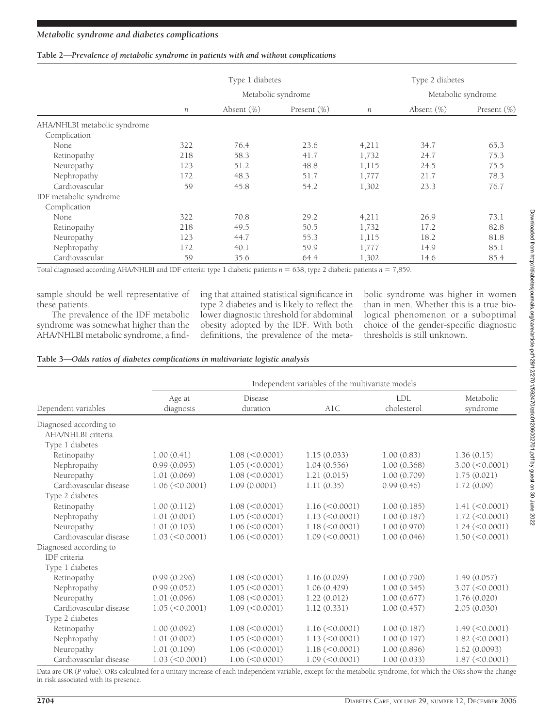**Table 2—Prevalence of metabolic syndrome in patients with and without complications**

| | Type 1 diabetes | | | Type 2 diabetes | | |
|---|---|---|---|---|---|---|
| | | Metabolic syndrome | | | Metabolic syndrome | |
| | n | Absent (%) | Present (%) | n | Absent (%) | Present (%) |
| AHA/NHLBI metabolic syndrome | | | | | | |
| Complication | | | | | | |
| None | 322 | 76.4 | 23.6 | 4,211 | 34.7 | 65.3 |
| Retinopathy | 218 | 58.3 | 41.7 | 1,732 | 24.7 | 75.3 |
| Neuropathy | 123 | 51.2 | 48.8 | 1,115 | 24.5 | 75.5 |
| Nephropathy | 172 | 48.3 | 51.7 | 1,777 | 21.7 | 78.3 |
| Cardiovascular | 59 | 45.8 | 54.2 | 1,302 | 23.3 | 76.7 |
| IDF metabolic syndrome | | | | | | |
| Complication | | | | | | |
| None | 322 | 70.8 | 29.2 | 4,211 | 26.9 | 73.1 |
| Retinopathy | 218 | 49.5 | 50.5 | 1,732 | 17.2 | 82.8 |
| Neuropathy | 123 | 44.7 | 55.3 | 1,115 | 18.2 | 81.8 |
| Nephropathy | 172 | 40.1 | 59.9 | 1,777 | 14.9 | 85.1 |
| Cardiovascular | 59 | 35.6 | 64.4 | 1,302 | 14.6 | 85.4 |

Total diagnosed according AHA/NHLBI and IDF criteria: type 1 diabetic patients $n = 638$, type 2 diabetic patients $n = 7,859$.

sample should be well representative of these patients.

The prevalence of the IDF metabolic syndrome was somewhat higher than the AHA/NHLBI metabolic syndrome, a finding that attained statistical significance in type 2 diabetes and is likely to reflect the lower diagnostic threshold for abdominal obesity adopted by the IDF. With both definitions, the prevalence of the metabolic syndrome was higher in women than in men. Whether this is a true biological phenomenon or a suboptimal choice of the gender-specific diagnostic thresholds is still unknown.

**Table 3—Odds ratios of diabetes complications in multivariate logistic analysis**

| | Independent variables of the multivariate models | | | | |
|---|---|---|---|---|---|
| Dependent variables | Age at diagnosis | Disease duration | A1C | LDL cholesterol | Metabolic syndrome |
| Diagnosed according to AHA/NHLBI criteria | | | | | |
| Type 1 diabetes | | | | | |
| Retinopathy | 1.00 (0.41) | 1.08 (<0.0001) | 1.15 (0.033) | 1.00 (0.83) | 1.36 (0.15) |
| Nephropathy | 0.99 (0.095) | 1.05 (<0.0001) | 1.04 (0.556) | 1.00 (0.368) | 3.00 (<0.0001) |
| Neuropathy | 1.01 (0.069) | 1.08 (<0.0001) | 1.21 (0.015) | 1.00 (0.709) | 1.75 (0.021) |
| Cardiovascular disease | 1.06 (<0.0001) | 1.09 (0.0001) | 1.11 (0.35) | 0.99 (0.46) | 1.72 (0.09) |
| Type 2 diabetes | | | | | |
| Retinopathy | 1.00 (0.112) | 1.08 (<0.0001) | 1.16 (<0.0001) | 1.00 (0.185) | 1.41 (<0.0001) |
| Nephropathy | 1.01 (0.001) | 1.05 (<0.0001) | 1.13 (<0.0001) | 1.00 (0.187) | 1.72 (<0.0001) |
| Neuropathy | 1.01 (0.103) | 1.06 (<0.0001) | 1.18 (<0.0001) | 1.00 (0.970) | 1.24 (<0.0001) |
| Cardiovascular disease | 1.03 (<0.0001) | 1.06 (<0.0001) | 1.09 (<0.0001) | 1.00 (0.046) | 1.50 (<0.0001) |
| Diagnosed according to IDF criteria | | | | | |
| Type 1 diabetes | | | | | |
| Retinopathy | 0.99 (0.296) | 1.08 (<0.0001) | 1.16 (0.029) | 1.00 (0.790) | 1.49 (0.057) |
| Nephropathy | 0.99 (0.052) | 1.05 (<0.0001) | 1.06 (0.429) | 1.00 (0.345) | 3.07 (<0.0001) |
| Neuropathy | 1.01 (0.096) | 1.08 (<0.0001) | 1.22 (0.012) | 1.00 (0.677) | 1.76 (0.020) |
| Cardiovascular disease | 1.05 (<0.0001) | 1.09 (<0.0001) | 1.12 (0.331) | 1.00 (0.457) | 2.05 (0.030) |
| Type 2 diabetes | | | | | |
| Retinopathy | 1.00 (0.092) | 1.08 (<0.0001) | 1.16 (<0.0001) | 1.00 (0.187) | 1.49 (<0.0001) |
| Nephropathy | 1.01 (0.002) | 1.05 (<0.0001) | 1.13 (<0.0001) | 1.00 (0.197) | 1.82 (<0.0001) |
| Neuropathy | 1.01 (0.109) | 1.06 (<0.0001) | 1.18 (<0.0001) | 1.00 (0.896) | 1.62 (0.0093) |
| Cardiovascular disease | 1.03 (<0.0001) | 1.06 (<0.0001) | 1.09 (<0.0001) | 1.00 (0.033) | 1.87 (<0.0001) |

Data are OR (P value). ORs calculated for a unitary increase of each independent variable, except for the metabolic syndrome, for which the ORs show the change in risk associated with its presence.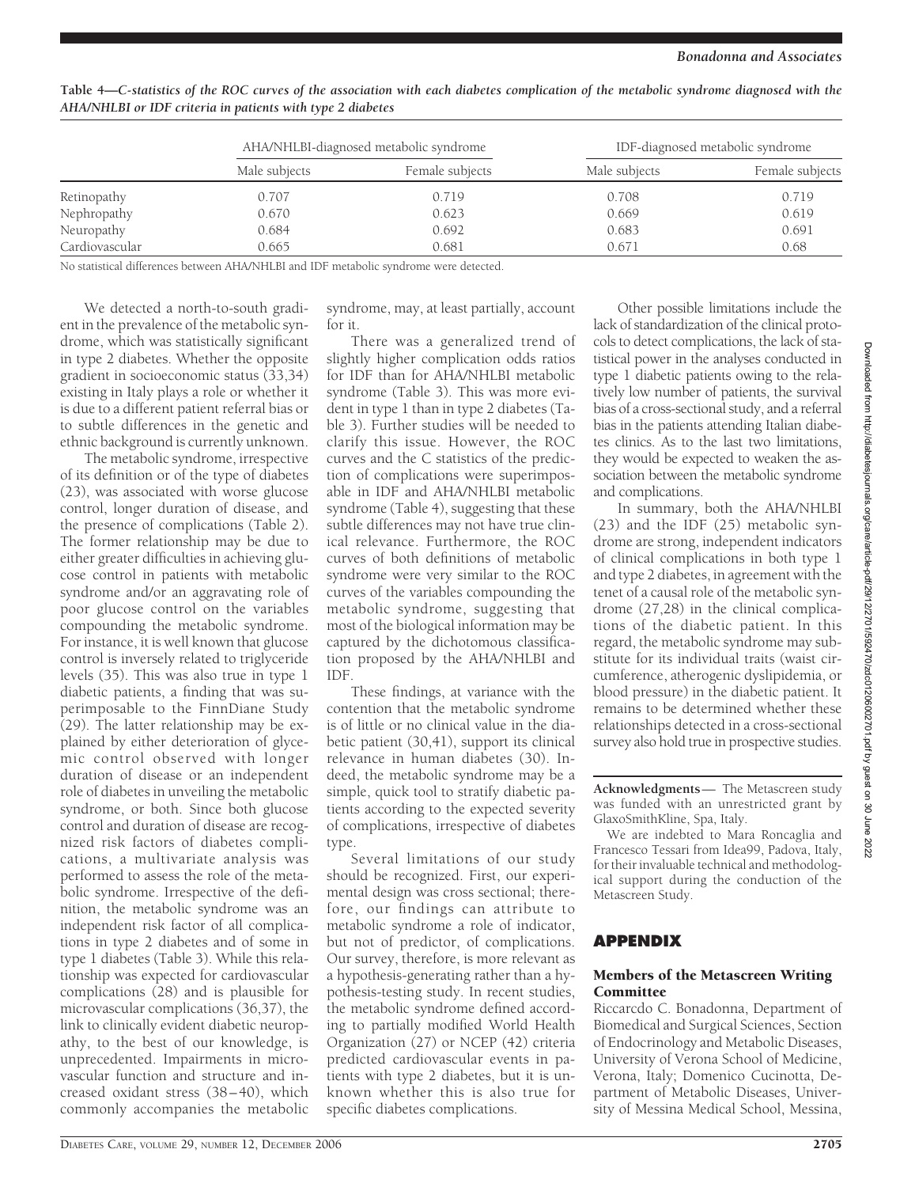**Table 4—C-statistics of the ROC curves of the association with each diabetes complication of the metabolic syndrome diagnosed with the AHA/NHLBI or IDF criteria in patients with type 2 diabetes**

| | AHA/NHLBI-diagnosed metabolic syndrome | | IDF-diagnosed metabolic syndrome | |
|---|---|---|---|---|
| | Male subjects | Female subjects | Male subjects | Female subjects |
| Retinopathy | 0.707 | 0.719 | 0.708 | 0.719 |
| Nephropathy | 0.670 | 0.623 | 0.669 | 0.619 |
| Neuropathy | 0.684 | 0.692 | 0.683 | 0.691 |
| Cardiovascular | 0.665 | 0.681 | 0.671 | 0.68 |

No statistical differences between AHA/NHLBI and IDF metabolic syndrome were detected.

We detected a north-to-south gradient in the prevalence of the metabolic syndrome, which was statistically significant in type 2 diabetes. Whether the opposite gradient in socioeconomic status (33,34) existing in Italy plays a role or whether it is due to a different patient referral bias or to subtle differences in the genetic and ethnic background is currently unknown.

The metabolic syndrome, irrespective of its definition or of the type of diabetes (23), was associated with worse glucose control, longer duration of disease, and the presence of complications (Table 2). The former relationship may be due to either greater difficulties in achieving glucose control in patients with metabolic syndrome and/or an aggravating role of poor glucose control on the variables compounding the metabolic syndrome. For instance, it is well known that glucose control is inversely related to triglyceride levels (35). This was also true in type 1 diabetic patients, a finding that was superimposable to the FinnDiane Study (29). The latter relationship may be explained by either deterioration of glycemic control observed with longer duration of disease or an independent role of diabetes in unveiling the metabolic syndrome, or both. Since both glucose control and duration of disease are recognized risk factors of diabetes complications, a multivariate analysis was performed to assess the role of the metabolic syndrome. Irrespective of the definition, the metabolic syndrome was an independent risk factor of all complications in type 2 diabetes and of some in type 1 diabetes (Table 3). While this relationship was expected for cardiovascular complications (28) and is plausible for microvascular complications (36,37), the link to clinically evident diabetic neuropathy, to the best of our knowledge, is unprecedented. Impairments in microvascular function and structure and increased oxidant stress (38–40), which commonly accompanies the metabolic syndrome, may, at least partially, account for it.

There was a generalized trend of slightly higher complication odds ratios for IDF than for AHA/NHLBI metabolic syndrome (Table 3). This was more evident in type 1 than in type 2 diabetes (Table 3). Further studies will be needed to clarify this issue. However, the ROC curves and the C statistics of the prediction of complications were superimposable in IDF and AHA/NHLBI metabolic syndrome (Table 4), suggesting that these subtle differences may not have true clinical relevance. Furthermore, the ROC curves of both definitions of metabolic syndrome were very similar to the ROC curves of the variables compounding the metabolic syndrome, suggesting that most of the biological information may be captured by the dichotomous classification proposed by the AHA/NHLBI and IDF.

These findings, at variance with the contention that the metabolic syndrome is of little or no clinical value in the diabetic patient (30,41), support its clinical relevance in human diabetes (30). Indeed, the metabolic syndrome may be a simple, quick tool to stratify diabetic patients according to the expected severity of complications, irrespective of diabetes type.

Several limitations of our study should be recognized. First, our experimental design was cross sectional; therefore, our findings can attribute to metabolic syndrome a role of indicator, but not of predictor, of complications. Our survey, therefore, is more relevant as a hypothesis-generating rather than a hypothesis-testing study. In recent studies, the metabolic syndrome defined according to partially modified World Health Organization (27) or NCEP (42) criteria predicted cardiovascular events in patients with type 2 diabetes, but it is unknown whether this is also true for specific diabetes complications.

Other possible limitations include the lack of standardization of the clinical protocols to detect complications, the lack of statistical power in the analyses conducted in type 1 diabetic patients owing to the relatively low number of patients, the survival bias of a cross-sectional study, and a referral bias in the patients attending Italian diabetes clinics. As to the last two limitations, they would be expected to weaken the association between the metabolic syndrome and complications.

In summary, both the AHA/NHLBI (23) and the IDF (25) metabolic syndrome are strong, independent indicators of clinical complications in both type 1 and type 2 diabetes, in agreement with the tenet of a causal role of the metabolic syndrome (27,28) in the clinical complications of the diabetic patient. In this regard, the metabolic syndrome may substitute for its individual traits (waist circumference, atherogenic dyslipidemia, or blood pressure) in the diabetic patient. It remains to be determined whether these relationships detected in a cross-sectional survey also hold true in prospective studies.

**Acknowledgments**— The Metascreen study was funded with an unrestricted grant by GlaxoSmithKline, Spa, Italy.

We are indebted to Mara Roncaglia and Francesco Tessari from Idea99, Padova, Italy, for their invaluable technical and methodological support during the conduction of the Metascreen Study.

## APPENDIX

### Members of the Metascreen Writing Committee

Riccarcdo C. Bonadonna, Department of Biomedical and Surgical Sciences, Section of Endocrinology and Metabolic Diseases, University of Verona School of Medicine, Verona, Italy; Domenico Cucinotta, Department of Metabolic Diseases, University of Messina Medical School, Messina,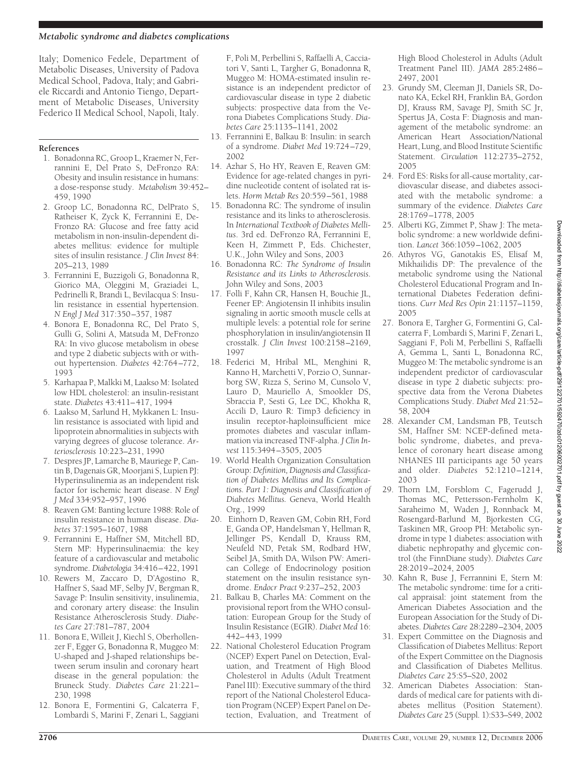Italy; Domenico Fedele, Department of Metabolic Diseases, University of Padova Medical School, Padova, Italy; and Gabriele Riccardi and Antonio Tiengo, Department of Metabolic Diseases, University Federico II Medical School, Napoli, Italy.

## References

1. Bonadonna RC, Groop L, Kraemer N, Ferrannini E, Del Prato S, DeFronzo RA: Obesity and insulin resistance in humans: a dose-response study. *Metabolism* 39:452–459, 1990
2. Groop LC, Bonadonna RC, DelPrato S, Ratheiser K, Zyck K, Ferrannini E, DeFronzo RA: Glucose and free fatty acid metabolism in non-insulin-dependent diabetes mellitus: evidence for multiple sites of insulin resistance. *J Clin Invest* 84:205–213, 1989
3. Ferrannini E, Buzzigoli G, Bonadonna R, Giorico MA, Oleggini M, Graziadei L, Pedrinelli R, Brandi L, Bevilacqua S: Insulin resistance in essential hypertension. *N Engl J Med* 317:350–357, 1987
4. Bonora E, Bonadonna RC, Del Prato S, Gulli G, Solini A, Matsuda M, DeFronzo RA: In vivo glucose metabolism in obese and type 2 diabetic subjects with or without hypertension. *Diabetes* 42:764–772, 1993
5. Karhapaa P, Malkki M, Laakso M: Isolated low HDL cholesterol: an insulin-resistant state. *Diabetes* 43:411–417, 1994
6. Laakso M, Sarlund H, Mykkanen L: Insulin resistance is associated with lipid and lipoprotein abnormalities in subjects with varying degrees of glucose tolerance. *Arteriosclerosis* 10:223–231, 1990
7. Despres JP, Lamarche B, Mauriege P, Cantin B, Dagenais GR, Moorjani S, Lupien PJ: Hyperinsulinemia as an independent risk factor for ischemic heart disease. *N Engl J Med* 334:952–957, 1996
8. Reaven GM: Banting lecture 1988: Role of insulin resistance in human disease. *Diabetes* 37:1595–1607, 1988
9. Ferrannini E, Haffner SM, Mitchell BD, Stern MP: Hyperinsulinaemia: the key feature of a cardiovascular and metabolic syndrome. *Diabetologia* 34:416–422, 1991
10. Rewers M, Zaccaro D, D'Agostino R, Haffner S, Saad MF, Selby JV, Bergman R, Savage P: Insulin sensitivity, insulinemia, and coronary artery disease: the Insulin Resistance Atherosclerosis Study. *Diabetes Care* 27:781–787, 2004
11. Bonora E, Willeit J, Kiechl S, Oberhollenzer F, Egger G, Bonadonna R, Muggeo M: U-shaped and J-shaped relationships between serum insulin and coronary heart disease in the general population: the Bruneck Study. *Diabetes Care* 21:221–230, 1998
12. Bonora E, Formentini G, Calcaterra F, Lombardi S, Marini F, Zenari L, Saggiani F, Poli M, Perbellini S, Raffaelli A, Cacciatori V, Santi L, Targher G, Bonadonna R, Muggeo M: HOMA-estimated insulin resistance is an independent predictor of cardiovascular disease in type 2 diabetic subjects: prospective data from the Verona Diabetes Complications Study. *Diabetes Care* 25:1135–1141, 2002
13. Ferrannini E, Balkau B: Insulin: in search of a syndrome. *Diabet Med* 19:724–729, 2002
14. Azhar S, Ho HY, Reaven E, Reaven GM: Evidence for age-related changes in pyridine nucleotide content of isolated rat islets. *Horm Metab Res* 20:559–561, 1988
15. Bonadonna RC: The syndrome of insulin resistance and its links to atherosclerosis. In *International Textbook of Diabetes Mellitus*. 3rd ed. DeFronzo RA, Ferrannini E, Keen H, Zimmett P, Eds. Chichester, U.K., John Wiley and Sons, 2003
16. Bonadonna RC: *The Syndrome of Insulin Resistance and its Links to Atherosclerosis*. John Wiley and Sons, 2003
17. Folli F, Kahn CR, Hansen H, Bouchie JL, Feener EP: Angiotensin II inhibits insulin signaling in aortic smooth muscle cells at multiple levels: a potential role for serine phosphorylation in insulin/angiotensin II crosstalk. *J Clin Invest* 100:2158–2169, 1997
18. Federici M, Hribal ML, Menghini R, Kanno H, Marchetti V, Porzio O, Sunnarborg SW, Rizza S, Serino M, Cunsolo V, Lauro D, Mauriello A, Smookler DS, Sbraccia P, Sesti G, Lee DC, Khokha R, Accili D, Lauro R: Timp3 deficiency in insulin receptor-haploinsufficient mice promotes diabetes and vascular inflammation via increased TNF-alpha. *J Clin Invest* 115:3494–3505, 2005
19. World Health Organization Consultation Group: *Definition, Diagnosis and Classification of Diabetes Mellitus and Its Complications. Part 1: Diagnosis and Classification of Diabetes Mellitus.* Geneva, World Health Org., 1999
20. Einhorn D, Reaven GM, Cobin RH, Ford E, Ganda OP, Handelsman Y, Hellman R, Jellinger PS, Kendall D, Krauss RM, Neufeld ND, Petak SM, Rodbard HW, Seibel JA, Smith DA, Wilson PW: American College of Endocrinology position statement on the insulin resistance syndrome. *Endocr Pract* 9:237–252, 2003
21. Balkau B, Charles MA: Comment on the provisional report from the WHO consultation: European Group for the Study of Insulin Resistance (EGIR). *Diabet Med* 16:442–443, 1999
22. National Cholesterol Education Program (NCEP) Expert Panel on Detection, Evaluation, and Treatment of High Blood Cholesterol in Adults (Adult Treatment Panel III): Executive summary of the third report of the National Cholesterol Education Program (NCEP) Expert Panel on Detection, Evaluation, and Treatment of High Blood Cholesterol in Adults (Adult Treatment Panel III). *JAMA* 285:2486–2497, 2001
23. Grundy SM, Cleeman JI, Daniels SR, Donato KA, Eckel RH, Franklin BA, Gordon DJ, Krauss RM, Savage PJ, Smith SC Jr, Spertus JA, Costa F: Diagnosis and management of the metabolic syndrome: an American Heart Association/National Heart, Lung, and Blood Institute Scientific Statement. *Circulation* 112:2735–2752, 2005
24. Ford ES: Risks for all-cause mortality, cardiovascular disease, and diabetes associated with the metabolic syndrome: a summary of the evidence. *Diabetes Care* 28:1769–1778, 2005
25. Alberti KG, Zimmet P, Shaw J: The metabolic syndrome: a new worldwide definition. *Lancet* 366:1059–1062, 2005
26. Athyros VG, Ganotakis ES, Elisaf M, Mikhailidis DP: The prevalence of the metabolic syndrome using the National Cholesterol Educational Program and International Diabetes Federation definitions. *Curr Med Res Opin* 21:1157–1159, 2005
27. Bonora E, Targher G, Formentini G, Calcaterra F, Lombardi S, Marini F, Zenari L, Saggiani F, Poli M, Perbellini S, Raffaelli A, Gemma L, Santi L, Bonadonna RC, Muggeo M: The metabolic syndrome is an independent predictor of cardiovascular disease in type 2 diabetic subjects: prospective data from the Verona Diabetes Complications Study. *Diabet Med* 21:52–58, 2004
28. Alexander CM, Landsman PB, Teutsch SM, Haffner SM: NCEP-defined metabolic syndrome, diabetes, and prevalence of coronary heart disease among NHANES III participants age 50 years and older. *Diabetes* 52:1210–1214, 2003
29. Thorn LM, Forsblom C, Fagerudd J, Thomas MC, Pettersson-Fernholm K, Saraheimo M, Waden J, Ronnback M, Rosengard-Barlund M, Bjorkesten CG, Taskinen MR, Groop PH: Metabolic syndrome in type 1 diabetes: association with diabetic nephropathy and glycemic control (the FinnDiane study). *Diabetes Care* 28:2019–2024, 2005
30. Kahn R, Buse J, Ferrannini E, Stern M: The metabolic syndrome: time for a critical appraisal: joint statement from the American Diabetes Association and the European Association for the Study of Diabetes. *Diabetes Care* 28:2289–2304, 2005
31. Expert Committee on the Diagnosis and Classification of Diabetes Mellitus: Report of the Expert Committee on the Diagnosis and Classification of Diabetes Mellitus. *Diabetes Care* 25:S5–S20, 2002
32. American Diabetes Association: Standards of medical care for patients with diabetes mellitus (Position Statement). *Diabetes Care* 25 (Suppl. 1):S33–S49, 2002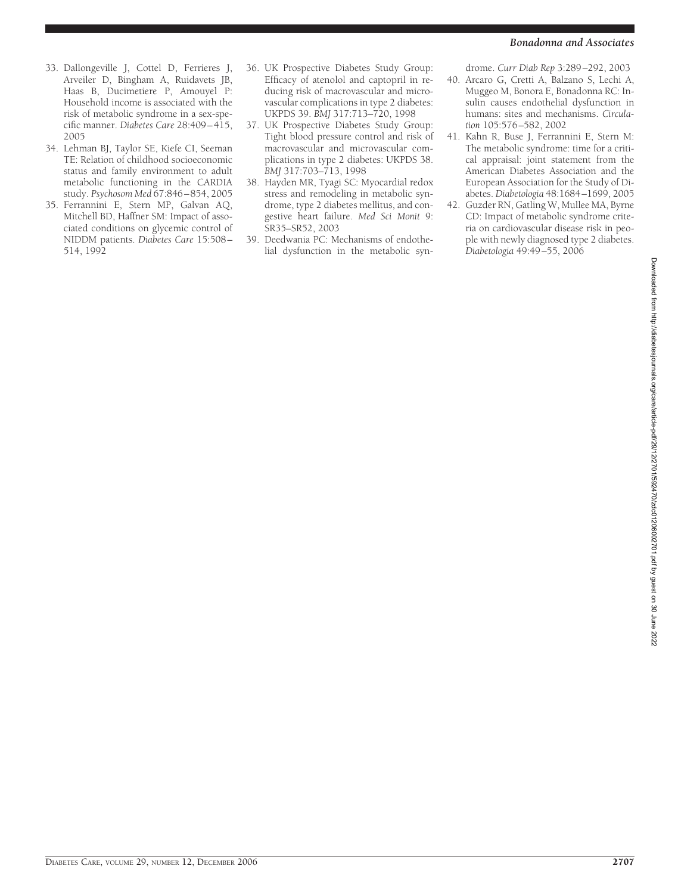33. Dallongeville J, Cottel D, Ferrieres J, Arveiler D, Bingham A, Ruidavets JB, Haas B, Ducimetiere P, Amouyel P: Household income is associated with the risk of metabolic syndrome in a sex-specific manner. *Diabetes Care* 28:409–415, 2005
34. Lehman BJ, Taylor SE, Kiefe CI, Seeman TE: Relation of childhood socioeconomic status and family environment to adult metabolic functioning in the CARDIA study. *Psychosom Med* 67:846–854, 2005
35. Ferrannini E, Stern MP, Galvan AQ, Mitchell BD, Haffner SM: Impact of associated conditions on glycemic control of NIDDM patients. *Diabetes Care* 15:508–514, 1992
36. UK Prospective Diabetes Study Group: Efficacy of atenolol and captopril in reducing risk of macrovascular and microvascular complications in type 2 diabetes: UKPDS 39. *BMJ* 317:713–720, 1998
37. UK Prospective Diabetes Study Group: Tight blood pressure control and risk of macrovascular and microvascular complications in type 2 diabetes: UKPDS 38. *BMJ* 317:703–713, 1998
38. Hayden MR, Tyagi SC: Myocardial redox stress and remodeling in metabolic syndrome, type 2 diabetes mellitus, and congestive heart failure. *Med Sci Monit* 9: SR35–SR52, 2003
39. Deedwania PC: Mechanisms of endothelial dysfunction in the metabolic syndrome. *Curr Diab Rep* 3:289–292, 2003
40. Arcaro G, Cretti A, Balzano S, Lechi A, Muggeo M, Bonora E, Bonadonna RC: Insulin causes endothelial dysfunction in humans: sites and mechanisms. *Circulation* 105:576–582, 2002
41. Kahn R, Buse J, Ferrannini E, Stern M: The metabolic syndrome: time for a critical appraisal: joint statement from the American Diabetes Association and the European Association for the Study of Diabetes. *Diabetologia* 48:1684–1699, 2005
42. Guzder RN, Gatling W, Mullee MA, Byrne CD: Impact of metabolic syndrome criteria on cardiovascular disease risk in people with newly diagnosed type 2 diabetes. *Diabetologia* 49:49–55, 2006